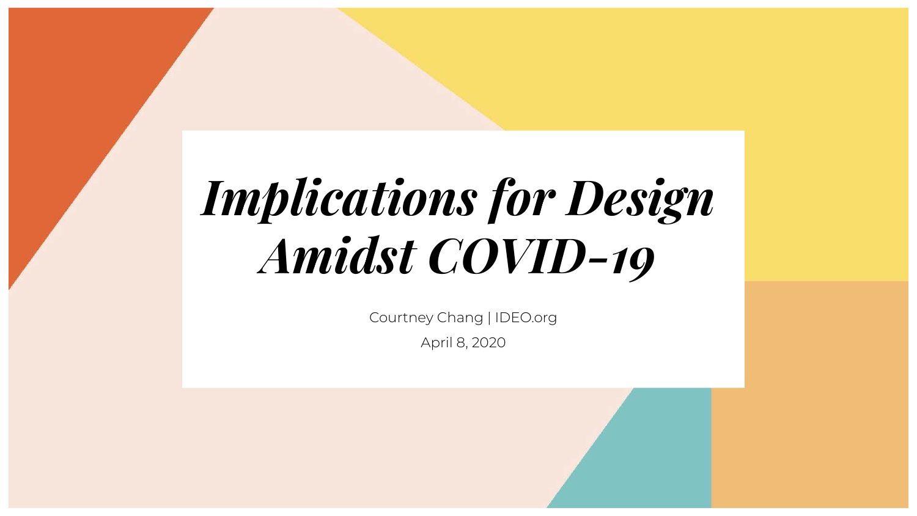# *Implications for Design Amidst COVID-19*

Courtney Chang | IDEO.org

April 8, 2020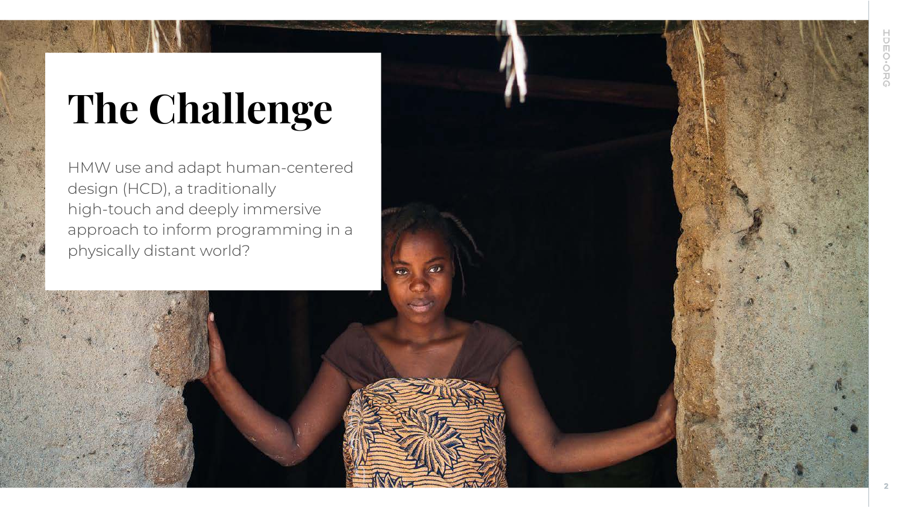# The Challenge

HMW use and adapt human-centered design (HCD), a traditionally high-touch and deeply immersive approach to inform programming in a physically distant world?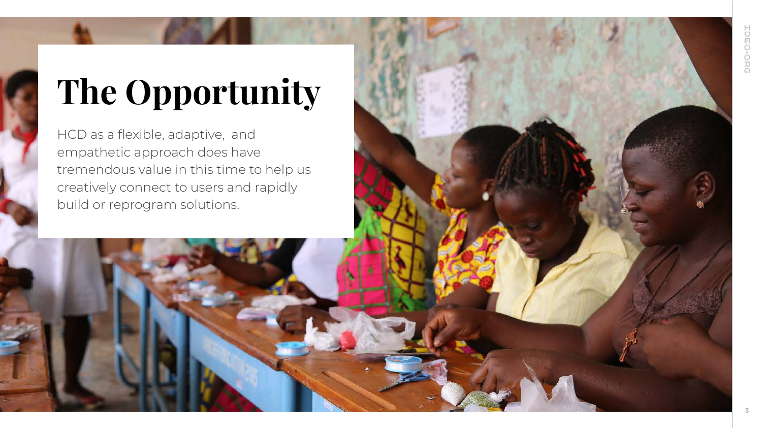# The Opportunity

HCD as a flexible, adaptive, and empathetic approach does have tremendous value in this time to help us creatively connect to users and rapidly build or reprogram solutions.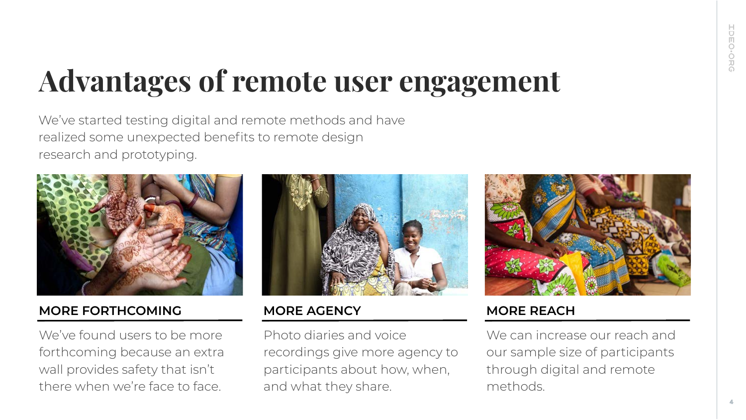# Advantages of remote user engagement

We've started testing digital and remote methods and have realized some unexpected benefits to remote design research and prototyping.

**MORE FORTHCOMING**

We've found users to be more forthcoming because an extra wall provides safety that isn't there when we're face to face.

**MORE AGENCY**

Photo diaries and voice recordings give more agency to participants about how, when, and what they share.

**MORE REACH**

We can increase our reach and our sample size of participants through digital and remote methods.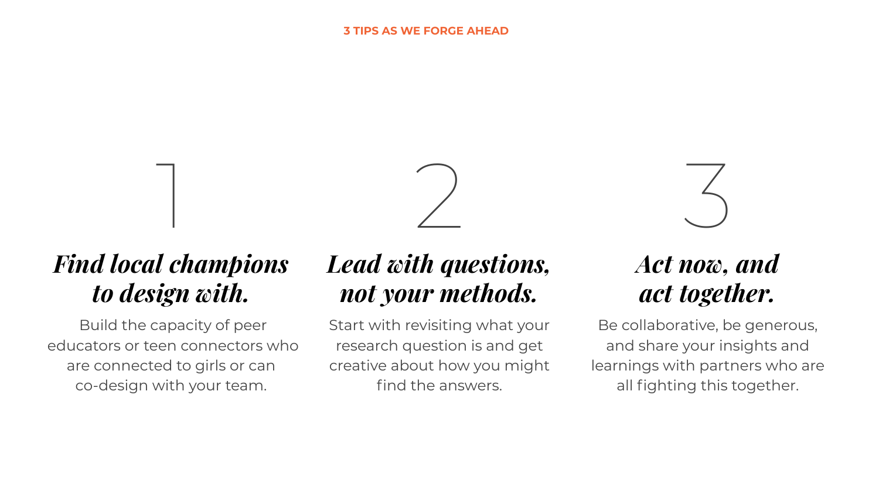## 3 TIPS AS WE FORGE AHEAD

### 1

***Find local champions to design with.***

Build the capacity of peer educators or teen connectors who are connected to girls or can co-design with your team.

### 2

***Lead with questions, not your methods.***

Start with revisiting what your research question is and get creative about how you might find the answers.

### 3

***Act now, and act together.***

Be collaborative, be generous, and share your insights and learnings with partners who are all fighting this together.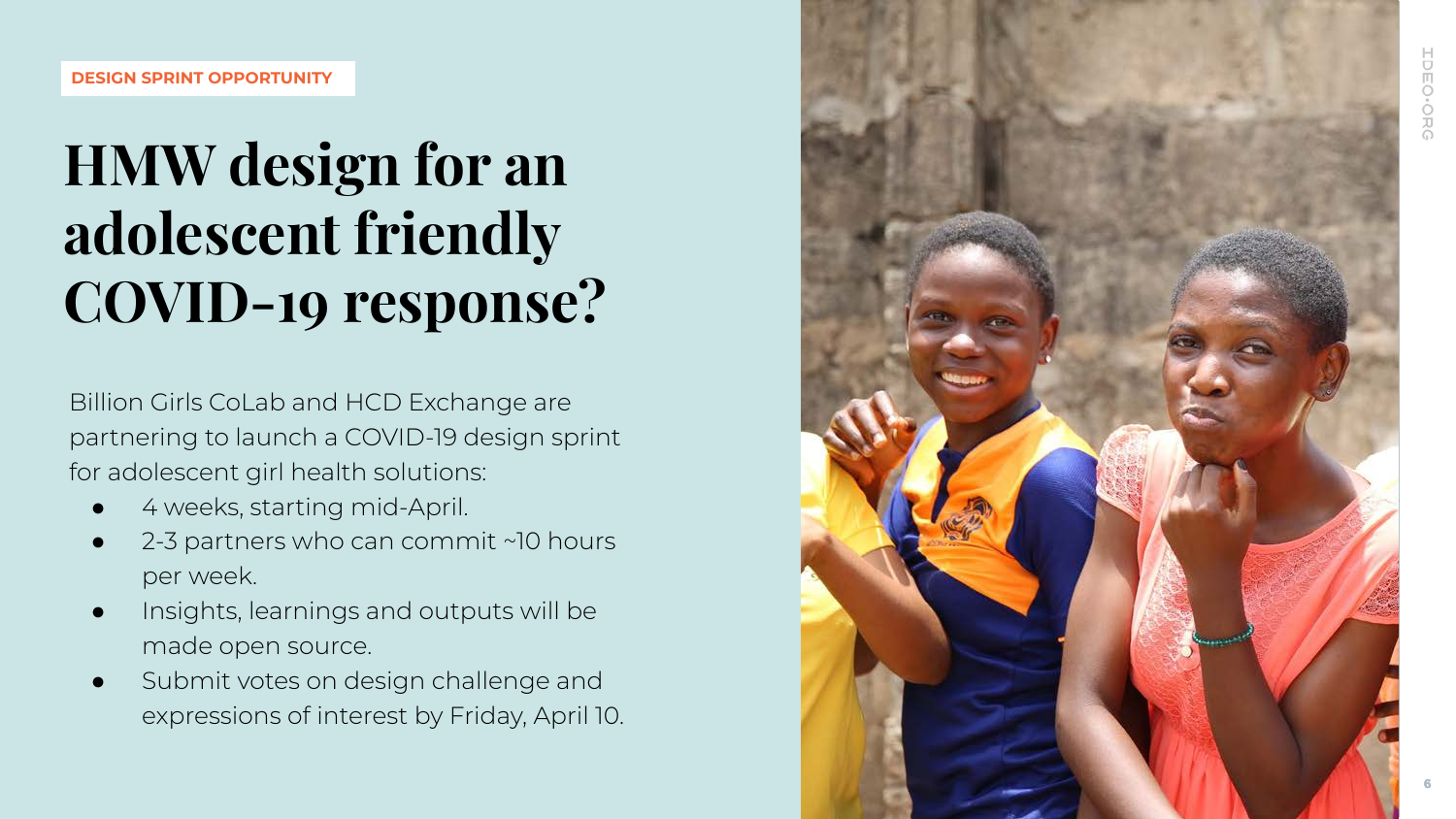DESIGN SPRINT OPPORTUNITY

# HMW design for an adolescent friendly COVID-19 response?

Billion Girls CoLab and HCD Exchange are partnering to launch a COVID-19 design sprint for adolescent girl health solutions:

- 4 weeks, starting mid-April.
- 2-3 partners who can commit ~10 hours per week.
- Insights, learnings and outputs will be made open source.
- Submit votes on design challenge and expressions of interest by Friday, April 10.